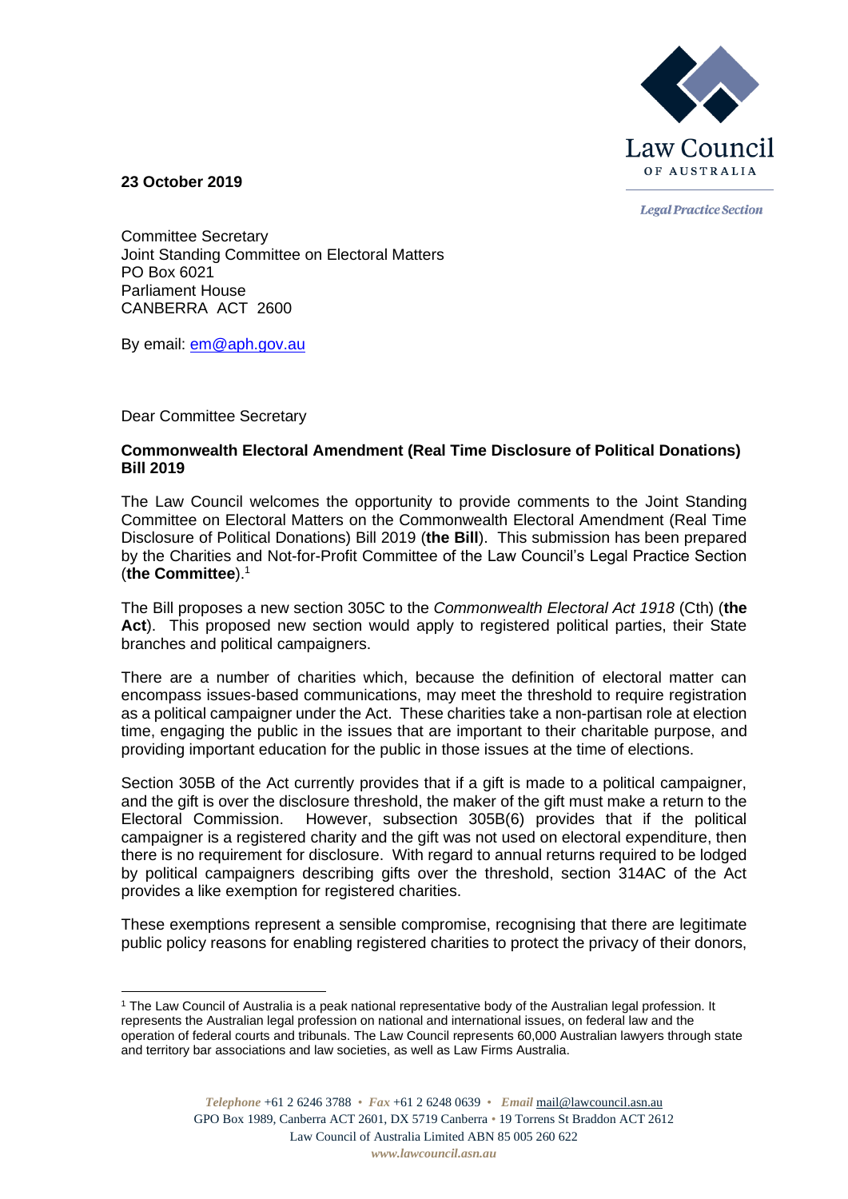Law Council OF AUSTRALIA

*Legal Practice Section*

**23 October 2019**

Committee Secretary
Joint Standing Committee on Electoral Matters
PO Box 6021
Parliament House
CANBERRA ACT 2600

By email: em@aph.gov.au

Dear Committee Secretary

**Commonwealth Electoral Amendment (Real Time Disclosure of Political Donations) Bill 2019**

The Law Council welcomes the opportunity to provide comments to the Joint Standing Committee on Electoral Matters on the Commonwealth Electoral Amendment (Real Time Disclosure of Political Donations) Bill 2019 (**the Bill**). This submission has been prepared by the Charities and Not-for-Profit Committee of the Law Council's Legal Practice Section (**the Committee**).[1]

The Bill proposes a new section 305C to the *Commonwealth Electoral Act 1918* (Cth) (**the Act**). This proposed new section would apply to registered political parties, their State branches and political campaigners.

There are a number of charities which, because the definition of electoral matter can encompass issues-based communications, may meet the threshold to require registration as a political campaigner under the Act. These charities take a non-partisan role at election time, engaging the public in the issues that are important to their charitable purpose, and providing important education for the public in those issues at the time of elections.

Section 305B of the Act currently provides that if a gift is made to a political campaigner, and the gift is over the disclosure threshold, the maker of the gift must make a return to the Electoral Commission. However, subsection 305B(6) provides that if the political campaigner is a registered charity and the gift was not used on electoral expenditure, then there is no requirement for disclosure. With regard to annual returns required to be lodged by political campaigners describing gifts over the threshold, section 314AC of the Act provides a like exemption for registered charities.

These exemptions represent a sensible compromise, recognising that there are legitimate public policy reasons for enabling registered charities to protect the privacy of their donors,

[1] The Law Council of Australia is a peak national representative body of the Australian legal profession. It represents the Australian legal profession on national and international issues, on federal law and the operation of federal courts and tribunals. The Law Council represents 60,000 Australian lawyers through state and territory bar associations and law societies, as well as Law Firms Australia.

*Telephone* +61 2 6246 3788 • *Fax* +61 2 6248 0639 • *Email* mail@lawcouncil.asn.au
GPO Box 1989, Canberra ACT 2601, DX 5719 Canberra • 19 Torrens St Braddon ACT 2612
Law Council of Australia Limited ABN 85 005 260 622
*www.lawcouncil.asn.au*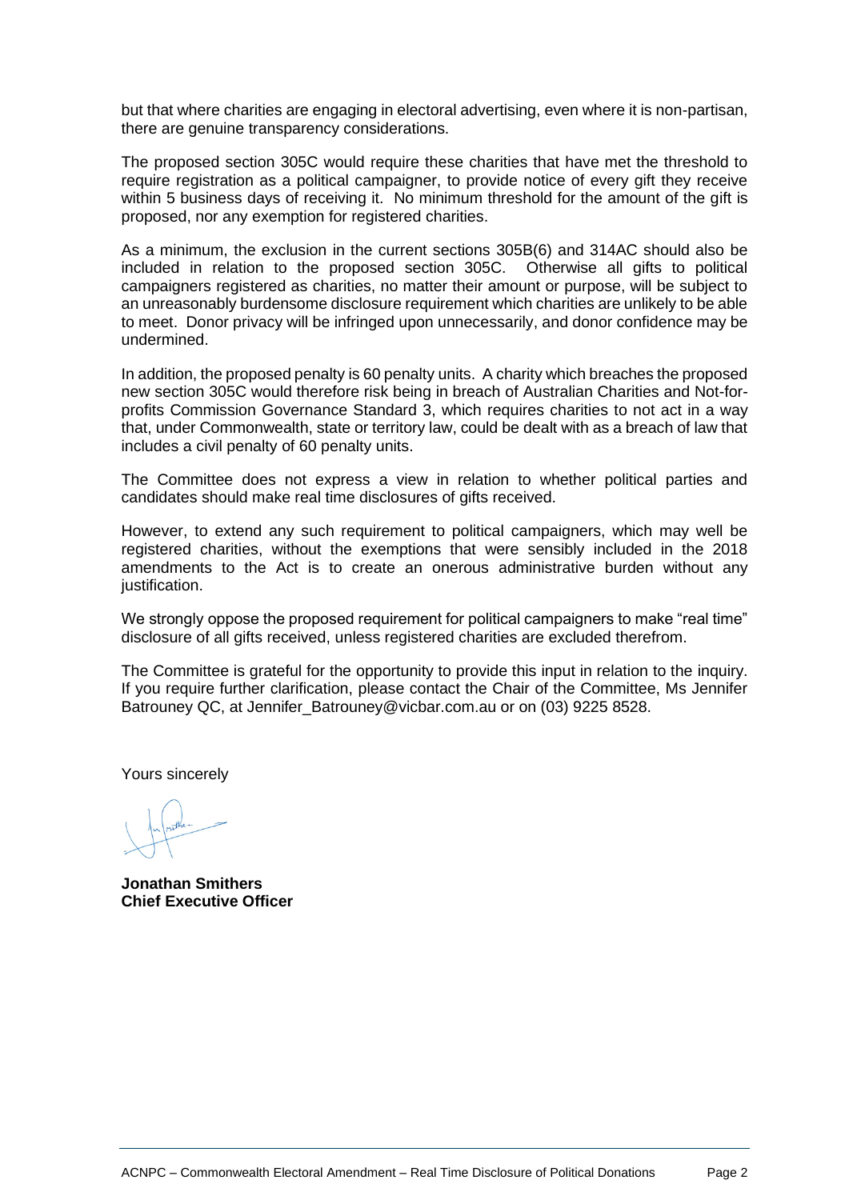but that where charities are engaging in electoral advertising, even where it is non-partisan, there are genuine transparency considerations.

The proposed section 305C would require these charities that have met the threshold to require registration as a political campaigner, to provide notice of every gift they receive within 5 business days of receiving it. No minimum threshold for the amount of the gift is proposed, nor any exemption for registered charities.

As a minimum, the exclusion in the current sections 305B(6) and 314AC should also be included in relation to the proposed section 305C. Otherwise all gifts to political campaigners registered as charities, no matter their amount or purpose, will be subject to an unreasonably burdensome disclosure requirement which charities are unlikely to be able to meet. Donor privacy will be infringed upon unnecessarily, and donor confidence may be undermined.

In addition, the proposed penalty is 60 penalty units. A charity which breaches the proposed new section 305C would therefore risk being in breach of Australian Charities and Not-for-profits Commission Governance Standard 3, which requires charities to not act in a way that, under Commonwealth, state or territory law, could be dealt with as a breach of law that includes a civil penalty of 60 penalty units.

The Committee does not express a view in relation to whether political parties and candidates should make real time disclosures of gifts received.

However, to extend any such requirement to political campaigners, which may well be registered charities, without the exemptions that were sensibly included in the 2018 amendments to the Act is to create an onerous administrative burden without any justification.

We strongly oppose the proposed requirement for political campaigners to make "real time" disclosure of all gifts received, unless registered charities are excluded therefrom.

The Committee is grateful for the opportunity to provide this input in relation to the inquiry. If you require further clarification, please contact the Chair of the Committee, Ms Jennifer Batrouney QC, at Jennifer_Batrouney@vicbar.com.au or on (03) 9225 8528.

Yours sincerely

**Jonathan Smithers**
**Chief Executive Officer**